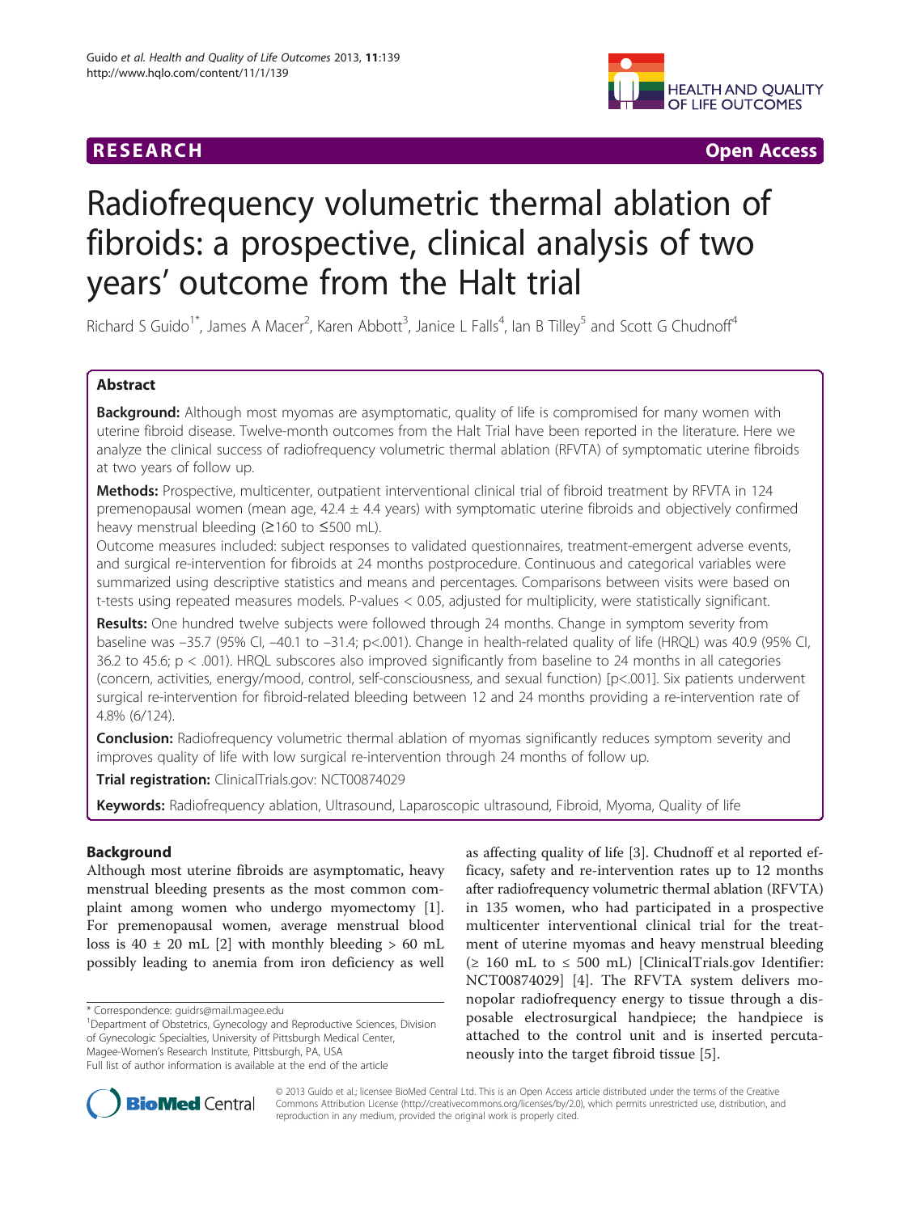RESEARCH Open Access

# Radiofrequency volumetric thermal ablation of fibroids: a prospective, clinical analysis of two years' outcome from the Halt trial

Richard S Guido[1*], James A Macer[2], Karen Abbott[3], Janice L Falls[4], Ian B Tilley[5] and Scott G Chudnoff[4]

## Abstract

**Background:** Although most myomas are asymptomatic, quality of life is compromised for many women with uterine fibroid disease. Twelve-month outcomes from the Halt Trial have been reported in the literature. Here we analyze the clinical success of radiofrequency volumetric thermal ablation (RFVTA) of symptomatic uterine fibroids at two years of follow up.

**Methods:** Prospective, multicenter, outpatient interventional clinical trial of fibroid treatment by RFVTA in 124 premenopausal women (mean age, 42.4 ± 4.4 years) with symptomatic uterine fibroids and objectively confirmed heavy menstrual bleeding (≥160 to ≤500 mL).

Outcome measures included: subject responses to validated questionnaires, treatment-emergent adverse events, and surgical re-intervention for fibroids at 24 months postprocedure. Continuous and categorical variables were summarized using descriptive statistics and means and percentages. Comparisons between visits were based on t-tests using repeated measures models. P-values < 0.05, adjusted for multiplicity, were statistically significant.

**Results:** One hundred twelve subjects were followed through 24 months. Change in symptom severity from baseline was −35.7 (95% CI, −40.1 to −31.4; p<.001). Change in health-related quality of life (HRQL) was 40.9 (95% CI, 36.2 to 45.6; p < .001). HRQL subscores also improved significantly from baseline to 24 months in all categories (concern, activities, energy/mood, control, self-consciousness, and sexual function) [p<.001]. Six patients underwent surgical re-intervention for fibroid-related bleeding between 12 and 24 months providing a re-intervention rate of 4.8% (6/124).

**Conclusion:** Radiofrequency volumetric thermal ablation of myomas significantly reduces symptom severity and improves quality of life with low surgical re-intervention through 24 months of follow up.

**Trial registration:** ClinicalTrials.gov: NCT00874029

**Keywords:** Radiofrequency ablation, Ultrasound, Laparoscopic ultrasound, Fibroid, Myoma, Quality of life

## Background

Although most uterine fibroids are asymptomatic, heavy menstrual bleeding presents as the most common complaint among women who undergo myomectomy [1]. For premenopausal women, average menstrual blood loss is 40 ± 20 mL [2] with monthly bleeding > 60 mL possibly leading to anemia from iron deficiency as well as affecting quality of life [3]. Chudnoff et al reported efficacy, safety and re-intervention rates up to 12 months after radiofrequency volumetric thermal ablation (RFVTA) in 135 women, who had participated in a prospective multicenter interventional clinical trial for the treatment of uterine myomas and heavy menstrual bleeding (≥ 160 mL to ≤ 500 mL) [ClinicalTrials.gov Identifier: NCT00874029] [4]. The RFVTA system delivers monopolar radiofrequency energy to tissue through a disposable electrosurgical handpiece; the handpiece is attached to the control unit and is inserted percutaneously into the target fibroid tissue [5].

\* Correspondence: guidrs@mail.magee.edu

[1]Department of Obstetrics, Gynecology and Reproductive Sciences, Division of Gynecologic Specialties, University of Pittsburgh Medical Center, Magee-Women's Research Institute, Pittsburgh, PA, USA

Full list of author information is available at the end of the article

© 2013 Guido et al.; licensee BioMed Central Ltd. This is an Open Access article distributed under the terms of the Creative Commons Attribution License (http://creativecommons.org/licenses/by/2.0), which permits unrestricted use, distribution, and reproduction in any medium, provided the original work is properly cited.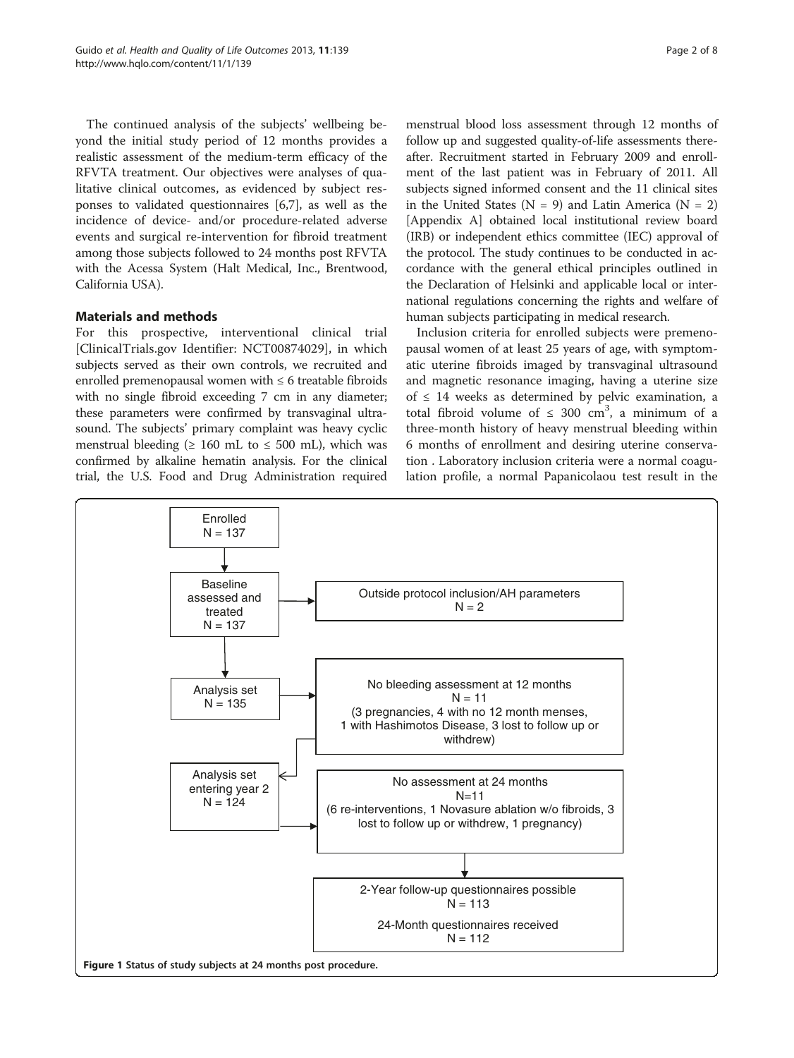The continued analysis of the subjects' wellbeing beyond the initial study period of 12 months provides a realistic assessment of the medium-term efficacy of the RFVTA treatment. Our objectives were analyses of qualitative clinical outcomes, as evidenced by subject responses to validated questionnaires [6,7], as well as the incidence of device- and/or procedure-related adverse events and surgical re-intervention for fibroid treatment among those subjects followed to 24 months post RFVTA with the Acessa System (Halt Medical, Inc., Brentwood, California USA).

## Materials and methods

For this prospective, interventional clinical trial [ClinicalTrials.gov Identifier: NCT00874029], in which subjects served as their own controls, we recruited and enrolled premenopausal women with ≤ 6 treatable fibroids with no single fibroid exceeding 7 cm in any diameter; these parameters were confirmed by transvaginal ultrasound. The subjects' primary complaint was heavy cyclic menstrual bleeding (≥ 160 mL to ≤ 500 mL), which was confirmed by alkaline hematin analysis. For the clinical trial, the U.S. Food and Drug Administration required menstrual blood loss assessment through 12 months of follow up and suggested quality-of-life assessments thereafter. Recruitment started in February 2009 and enrollment of the last patient was in February of 2011. All subjects signed informed consent and the 11 clinical sites in the United States (N = 9) and Latin America (N = 2) [Appendix A] obtained local institutional review board (IRB) or independent ethics committee (IEC) approval of the protocol. The study continues to be conducted in accordance with the general ethical principles outlined in the Declaration of Helsinki and applicable local or international regulations concerning the rights and welfare of human subjects participating in medical research.

Inclusion criteria for enrolled subjects were premenopausal women of at least 25 years of age, with symptomatic uterine fibroids imaged by transvaginal ultrasound and magnetic resonance imaging, having a uterine size of ≤ 14 weeks as determined by pelvic examination, a total fibroid volume of ≤ 300 $cm^3$, a minimum of a three-month history of heavy menstrual bleeding within 6 months of enrollment and desiring uterine conservation . Laboratory inclusion criteria were a normal coagulation profile, a normal Papanicolaou test result in the

Enrolled
N = 137

Baseline assessed and treated
N = 137

Outside protocol inclusion/AH parameters
N = 2

Analysis set
N = 135

No bleeding assessment at 12 months
N = 11
(3 pregnancies, 4 with no 12 month menses, 1 with Hashimotos Disease, 3 lost to follow up or withdrew)

Analysis set entering year 2
N = 124

No assessment at 24 months
N=11
(6 re-interventions, 1 Novasure ablation w/o fibroids, 3 lost to follow up or withdrew, 1 pregnancy)

2-Year follow-up questionnaires possible
N = 113

24-Month questionnaires received
N = 112

**Figure 1** Status of study subjects at 24 months post procedure.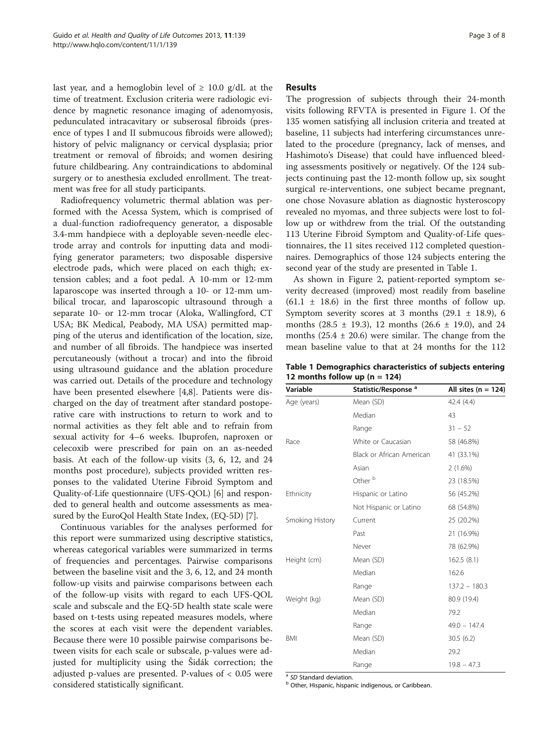last year, and a hemoglobin level of ≥ 10.0 g/dL at the time of treatment. Exclusion criteria were radiologic evidence by magnetic resonance imaging of adenomyosis, pedunculated intracavitary or subserosal fibroids (presence of types I and II submucous fibroids were allowed); history of pelvic malignancy or cervical dysplasia; prior treatment or removal of fibroids; and women desiring future childbearing. Any contraindications to abdominal surgery or to anesthesia excluded enrollment. The treatment was free for all study participants.

Radiofrequency volumetric thermal ablation was performed with the Acessa System, which is comprised of a dual-function radiofrequency generator, a disposable 3.4-mm handpiece with a deployable seven-needle electrode array and controls for inputting data and modifying generator parameters; two disposable dispersive electrode pads, which were placed on each thigh; extension cables; and a foot pedal. A 10-mm or 12-mm laparoscope was inserted through a 10- or 12-mm umbilical trocar, and laparoscopic ultrasound through a separate 10- or 12-mm trocar (Aloka, Wallingford, CT USA; BK Medical, Peabody, MA USA) permitted mapping of the uterus and identification of the location, size, and number of all fibroids. The handpiece was inserted percutaneously (without a trocar) and into the fibroid using ultrasound guidance and the ablation procedure was carried out. Details of the procedure and technology have been presented elsewhere [4,8]. Patients were discharged on the day of treatment after standard postoperative care with instructions to return to work and to normal activities as they felt able and to refrain from sexual activity for 4–6 weeks. Ibuprofen, naproxen or celecoxib were prescribed for pain on an as-needed basis. At each of the follow-up visits (3, 6, 12, and 24 months post procedure), subjects provided written responses to the validated Uterine Fibroid Symptom and Quality-of-Life questionnaire (UFS-QOL) [6] and responded to general health and outcome assessments as measured by the EuroQol Health State Index, (EQ-5D) [7].

Continuous variables for the analyses performed for this report were summarized using descriptive statistics, whereas categorical variables were summarized in terms of frequencies and percentages. Pairwise comparisons between the baseline visit and the 3, 6, 12, and 24 month follow-up visits and pairwise comparisons between each of the follow-up visits with regard to each UFS-QOL scale and subscale and the EQ-5D health state scale were based on t-tests using repeated measures models, where the scores at each visit were the dependent variables. Because there were 10 possible pairwise comparisons between visits for each scale or subscale, p-values were adjusted for multiplicity using the Šidák correction; the adjusted p-values are presented. P-values of < 0.05 were considered statistically significant.

## Results

The progression of subjects through their 24-month visits following RFVTA is presented in Figure 1. Of the 135 women satisfying all inclusion criteria and treated at baseline, 11 subjects had interfering circumstances unrelated to the procedure (pregnancy, lack of menses, and Hashimoto's Disease) that could have influenced bleeding assessments positively or negatively. Of the 124 subjects continuing past the 12-month follow up, six sought surgical re-interventions, one subject became pregnant, one chose Novasure ablation as diagnostic hysteroscopy revealed no myomas, and three subjects were lost to follow up or withdrew from the trial. Of the outstanding 113 Uterine Fibroid Symptom and Quality-of-Life questionnaires, the 11 sites received 112 completed questionnaires. Demographics of those 124 subjects entering the second year of the study are presented in Table 1.

As shown in Figure 2, patient-reported symptom severity decreased (improved) most readily from baseline (61.1 ± 18.6) in the first three months of follow up. Symptom severity scores at 3 months (29.1 ± 18.9), 6 months (28.5 ± 19.3), 12 months (26.6 ± 19.0), and 24 months (25.4 ± 20.6) were similar. The change from the mean baseline value to that at 24 months for the 112

**Table 1 Demographics characteristics of subjects entering 12 months follow up (n = 124)**

| Variable | Statistic/Response [a] | All sites (n = 124) |
|---|---|---|
| Age (years) | Mean (SD) | 42.4 (4.4) |
| | Median | 43 |
| | Range | 31 – 52 |
| Race | White or Caucasian | 58 (46.8%) |
| | Black or African American | 41 (33.1%) |
| | Asian | 2 (1.6%) |
| | Other [b] | 23 (18.5%) |
| Ethnicity | Hispanic or Latino | 56 (45.2%) |
| | Not Hispanic or Latino | 68 (54.8%) |
| Smoking History | Current | 25 (20.2%) |
| | Past | 21 (16.9%) |
| | Never | 78 (62.9%) |
| Height (cm) | Mean (SD) | 162.5 (8.1) |
| | Median | 162.6 |
| | Range | 137.2 – 180.3 |
| Weight (kg) | Mean (SD) | 80.9 (19.4) |
| | Median | 79.2 |
| | Range | 49.0 – 147.4 |
| BMI | Mean (SD) | 30.5 (6.2) |
| | Median | 29.2 |
| | Range | 19.8 – 47.3 |

[a] *SD* Standard deviation.
[b] Other, Hispanic, hispanic indigenous, or Caribbean.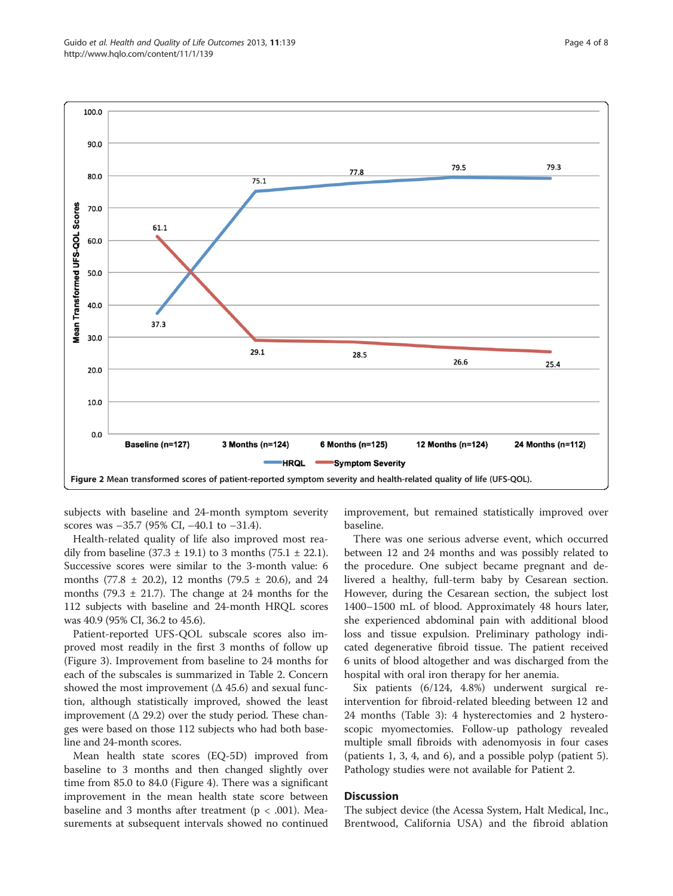Figure 2 Mean transformed scores of patient-reported symptom severity and health-related quality of life (UFS-QOL).

subjects with baseline and 24-month symptom severity scores was –35.7 (95% CI, –40.1 to –31.4).

Health-related quality of life also improved most readily from baseline (37.3 ± 19.1) to 3 months (75.1 ± 22.1). Successive scores were similar to the 3-month value: 6 months (77.8 ± 20.2), 12 months (79.5 ± 20.6), and 24 months (79.3 ± 21.7). The change at 24 months for the 112 subjects with baseline and 24-month HRQL scores was 40.9 (95% CI, 36.2 to 45.6).

Patient-reported UFS-QOL subscale scores also improved most readily in the first 3 months of follow up (Figure 3). Improvement from baseline to 24 months for each of the subscales is summarized in Table 2. Concern showed the most improvement (Δ 45.6) and sexual function, although statistically improved, showed the least improvement (Δ 29.2) over the study period. These changes were based on those 112 subjects who had both baseline and 24-month scores.

Mean health state scores (EQ-5D) improved from baseline to 3 months and then changed slightly over time from 85.0 to 84.0 (Figure 4). There was a significant improvement in the mean health state score between baseline and 3 months after treatment ($p < .001$). Measurements at subsequent intervals showed no continued improvement, but remained statistically improved over baseline.

There was one serious adverse event, which occurred between 12 and 24 months and was possibly related to the procedure. One subject became pregnant and delivered a healthy, full-term baby by Cesarean section. However, during the Cesarean section, the subject lost 1400–1500 mL of blood. Approximately 48 hours later, she experienced abdominal pain with additional blood loss and tissue expulsion. Preliminary pathology indicated degenerative fibroid tissue. The patient received 6 units of blood altogether and was discharged from the hospital with oral iron therapy for her anemia.

Six patients (6/124, 4.8%) underwent surgical re-intervention for fibroid-related bleeding between 12 and 24 months (Table 3): 4 hysterectomies and 2 hysteroscopic myomectomies. Follow-up pathology revealed multiple small fibroids with adenomyosis in four cases (patients 1, 3, 4, and 6), and a possible polyp (patient 5). Pathology studies were not available for Patient 2.

## Discussion

The subject device (the Acessa System, Halt Medical, Inc., Brentwood, California USA) and the fibroid ablation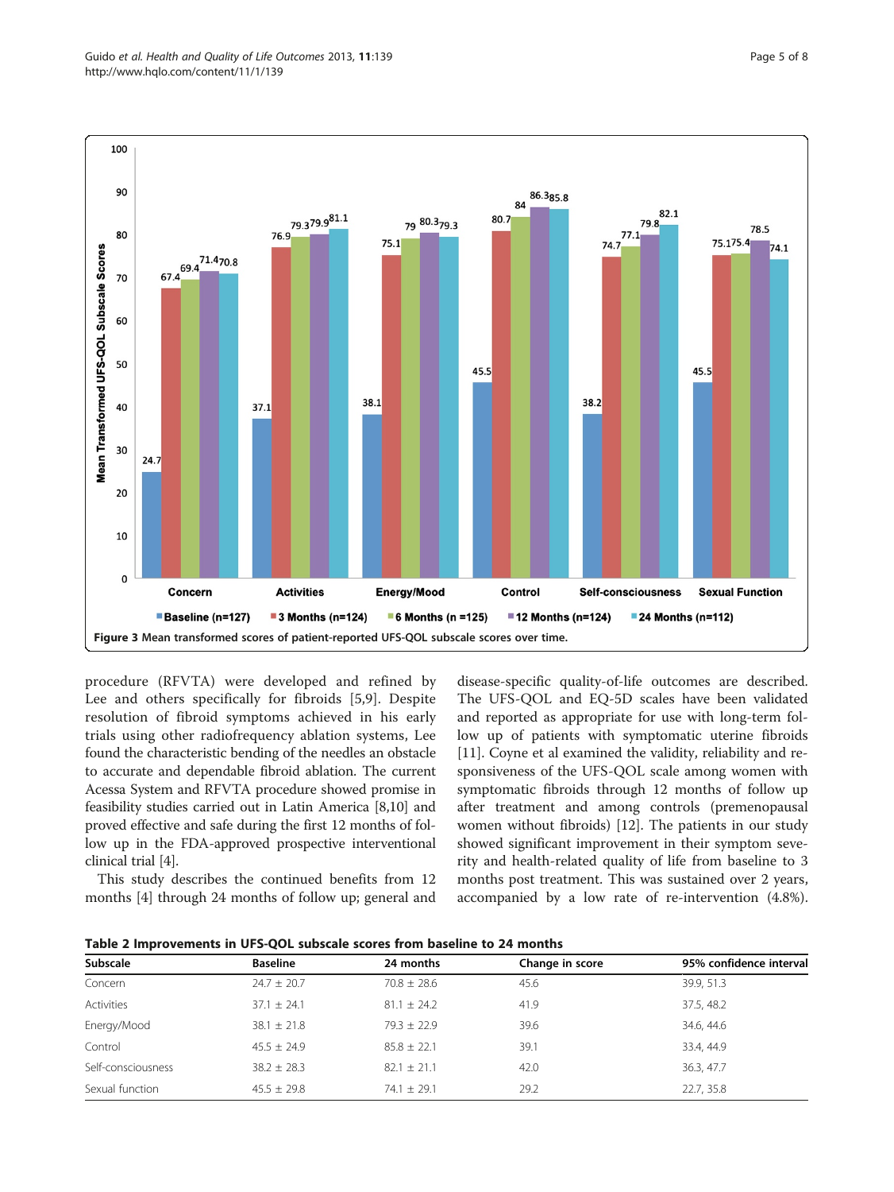Figure 3 Mean transformed scores of patient-reported UFS-QOL subscale scores over time.

procedure (RFVTA) were developed and refined by Lee and others specifically for fibroids [5,9]. Despite resolution of fibroid symptoms achieved in his early trials using other radiofrequency ablation systems, Lee found the characteristic bending of the needles an obstacle to accurate and dependable fibroid ablation. The current Acessa System and RFVTA procedure showed promise in feasibility studies carried out in Latin America [8,10] and proved effective and safe during the first 12 months of follow up in the FDA-approved prospective interventional clinical trial [4].

This study describes the continued benefits from 12 months [4] through 24 months of follow up; general and disease-specific quality-of-life outcomes are described. The UFS-QOL and EQ-5D scales have been validated and reported as appropriate for use with long-term follow up of patients with symptomatic uterine fibroids [11]. Coyne et al examined the validity, reliability and responsiveness of the UFS-QOL scale among women with symptomatic fibroids through 12 months of follow up after treatment and among controls (premenopausal women without fibroids) [12]. The patients in our study showed significant improvement in their symptom severity and health-related quality of life from baseline to 3 months post treatment. This was sustained over 2 years, accompanied by a low rate of re-intervention (4.8%).

**Table 2 Improvements in UFS-QOL subscale scores from baseline to 24 months**

| Subscale | Baseline | 24 months | Change in score | 95% confidence interval |
|---|---|---|---|---|
| Concern | 24.7 ± 20.7 | 70.8 ± 28.6 | 45.6 | 39.9, 51.3 |
| Activities | 37.1 ± 24.1 | 81.1 ± 24.2 | 41.9 | 37.5, 48.2 |
| Energy/Mood | 38.1 ± 21.8 | 79.3 ± 22.9 | 39.6 | 34.6, 44.6 |
| Control | 45.5 ± 24.9 | 85.8 ± 22.1 | 39.1 | 33.4, 44.9 |
| Self-consciousness | 38.2 ± 28.3 | 82.1 ± 21.1 | 42.0 | 36.3, 47.7 |
| Sexual function | 45.5 ± 29.8 | 74.1 ± 29.1 | 29.2 | 22.7, 35.8 |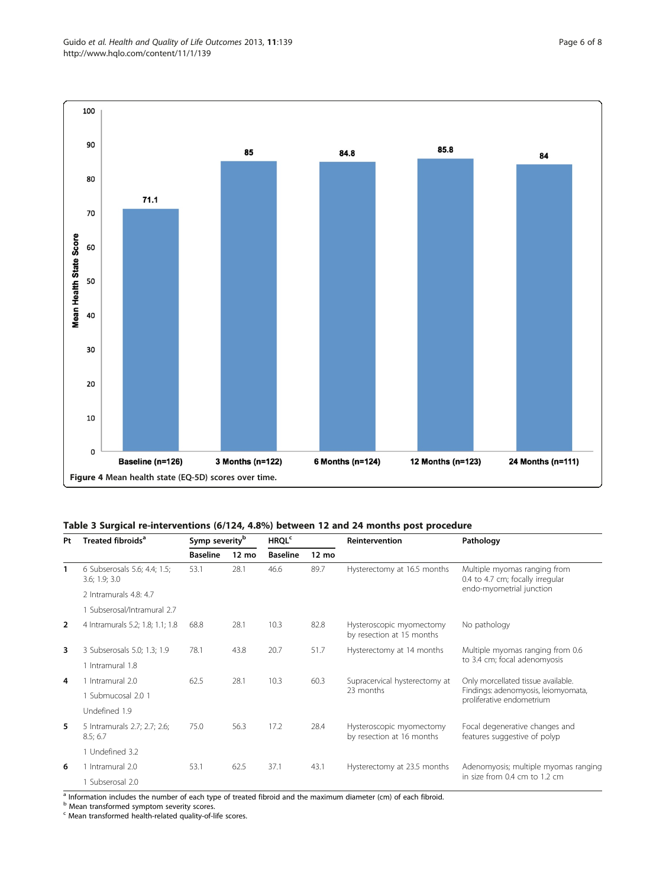| | Baseline (n=126) | 3 Months (n=122) | 6 Months (n=124) | 12 Months (n=123) | 24 Months (n=111) |
|---|---|---|---|---|---|
| Mean Health State Score | 71.1 | 85 | 84.8 | 85.8 | 84 |

**Figure 4** Mean health state (EQ-5D) scores over time.

**Table 3 Surgical re-interventions (6/124, 4.8%) between 12 and 24 months post procedure**

| Pt | Treated fibroids[a] | Symp severity[b] | | HRQL[c] | | Reintervention | Pathology |
|---|---|---|---|---|---|---|---|
| | | Baseline | 12 mo | Baseline | 12 mo | | |
| 1 | 6 Subserosals 5.6; 4.4; 1.5; 3.6; 1.9; 3.0<br>2 Intramurals 4.8: 4.7<br>1 Subserosal/Intramural 2.7 | 53.1 | 28.1 | 46.6 | 89.7 | Hysterectomy at 16.5 months | Multiple myomas ranging from 0.4 to 4.7 cm; focally irregular endo-myometrial junction |
| 2 | 4 Intramurals 5.2; 1.8; 1.1; 1.8 | 68.8 | 28.1 | 10.3 | 82.8 | Hysteroscopic myomectomy by resection at 15 months | No pathology |
| 3 | 3 Subserosals 5.0; 1.3; 1.9<br>1 Intramural 1.8 | 78.1 | 43.8 | 20.7 | 51.7 | Hysterectomy at 14 months | Multiple myomas ranging from 0.6 to 3.4 cm; focal adenomyosis |
| 4 | 1 Intramural 2.0<br>1 Submucosal 2.0 1<br>Undefined 1.9 | 62.5 | 28.1 | 10.3 | 60.3 | Supracervical hysterectomy at 23 months | Only morcellated tissue available. Findings: adenomyosis, leiomyomata, proliferative endometrium |
| 5 | 5 Intramurals 2.7; 2.7; 2.6; 8.5; 6.7<br>1 Undefined 3.2 | 75.0 | 56.3 | 17.2 | 28.4 | Hysteroscopic myomectomy by resection at 16 months | Focal degenerative changes and features suggestive of polyp |
| 6 | 1 Intramural 2.0<br>1 Subserosal 2.0 | 53.1 | 62.5 | 37.1 | 43.1 | Hysterectomy at 23.5 months | Adenomyosis; multiple myomas ranging in size from 0.4 cm to 1.2 cm |

[a] Information includes the number of each type of treated fibroid and the maximum diameter (cm) of each fibroid.
[b] Mean transformed symptom severity scores.
[c] Mean transformed health-related quality-of-life scores.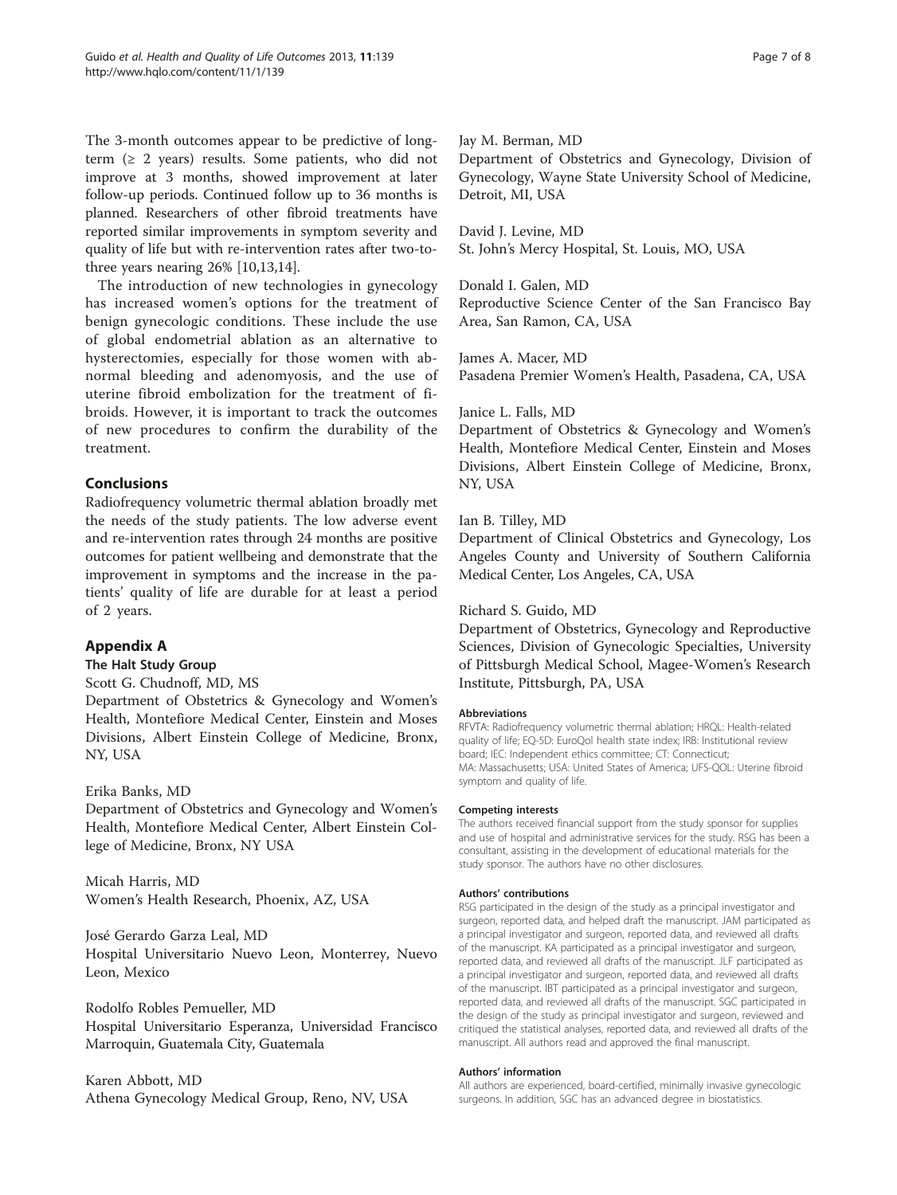The 3-month outcomes appear to be predictive of long-term (≥ 2 years) results. Some patients, who did not improve at 3 months, showed improvement at later follow-up periods. Continued follow up to 36 months is planned. Researchers of other fibroid treatments have reported similar improvements in symptom severity and quality of life but with re-intervention rates after two-to-three years nearing 26% [10,13,14].

The introduction of new technologies in gynecology has increased women's options for the treatment of benign gynecologic conditions. These include the use of global endometrial ablation as an alternative to hysterectomies, especially for those women with abnormal bleeding and adenomyosis, and the use of uterine fibroid embolization for the treatment of fibroids. However, it is important to track the outcomes of new procedures to confirm the durability of the treatment.

## Conclusions

Radiofrequency volumetric thermal ablation broadly met the needs of the study patients. The low adverse event and re-intervention rates through 24 months are positive outcomes for patient wellbeing and demonstrate that the improvement in symptoms and the increase in the patients' quality of life are durable for at least a period of 2 years.

## Appendix A

### The Halt Study Group

Scott G. Chudnoff, MD, MS
Department of Obstetrics & Gynecology and Women's Health, Montefiore Medical Center, Einstein and Moses Divisions, Albert Einstein College of Medicine, Bronx, NY, USA

Erika Banks, MD
Department of Obstetrics and Gynecology and Women's Health, Montefiore Medical Center, Albert Einstein College of Medicine, Bronx, NY USA

Micah Harris, MD
Women's Health Research, Phoenix, AZ, USA

José Gerardo Garza Leal, MD
Hospital Universitario Nuevo Leon, Monterrey, Nuevo Leon, Mexico

Rodolfo Robles Pemueller, MD
Hospital Universitario Esperanza, Universidad Francisco Marroquin, Guatemala City, Guatemala

Karen Abbott, MD
Athena Gynecology Medical Group, Reno, NV, USA

Jay M. Berman, MD
Department of Obstetrics and Gynecology, Division of Gynecology, Wayne State University School of Medicine, Detroit, MI, USA

David J. Levine, MD
St. John's Mercy Hospital, St. Louis, MO, USA

Donald I. Galen, MD
Reproductive Science Center of the San Francisco Bay Area, San Ramon, CA, USA

James A. Macer, MD
Pasadena Premier Women's Health, Pasadena, CA, USA

Janice L. Falls, MD
Department of Obstetrics & Gynecology and Women's Health, Montefiore Medical Center, Einstein and Moses Divisions, Albert Einstein College of Medicine, Bronx, NY, USA

Ian B. Tilley, MD
Department of Clinical Obstetrics and Gynecology, Los Angeles County and University of Southern California Medical Center, Los Angeles, CA, USA

Richard S. Guido, MD
Department of Obstetrics, Gynecology and Reproductive Sciences, Division of Gynecologic Specialties, University of Pittsburgh Medical School, Magee-Women's Research Institute, Pittsburgh, PA, USA

#### Abbreviations

RFVTA: Radiofrequency volumetric thermal ablation; HRQL: Health-related quality of life; EQ-5D: EuroQol health state index; IRB: Institutional review board; IEC: Independent ethics committee; CT: Connecticut; MA: Massachusetts; USA: United States of America; UFS-QOL: Uterine fibroid symptom and quality of life.

#### Competing interests

The authors received financial support from the study sponsor for supplies and use of hospital and administrative services for the study. RSG has been a consultant, assisting in the development of educational materials for the study sponsor. The authors have no other disclosures.

#### Authors' contributions

RSG participated in the design of the study as a principal investigator and surgeon, reported data, and helped draft the manuscript. JAM participated as a principal investigator and surgeon, reported data, and reviewed all drafts of the manuscript. KA participated as a principal investigator and surgeon, reported data, and reviewed all drafts of the manuscript. JLF participated as a principal investigator and surgeon, reported data, and reviewed all drafts of the manuscript. IBT participated as a principal investigator and surgeon, reported data, and reviewed all drafts of the manuscript. SGC participated in the design of the study as principal investigator and surgeon, reviewed and critiqued the statistical analyses, reported data, and reviewed all drafts of the manuscript. All authors read and approved the final manuscript.

#### Authors' information

All authors are experienced, board-certified, minimally invasive gynecologic surgeons. In addition, SGC has an advanced degree in biostatistics.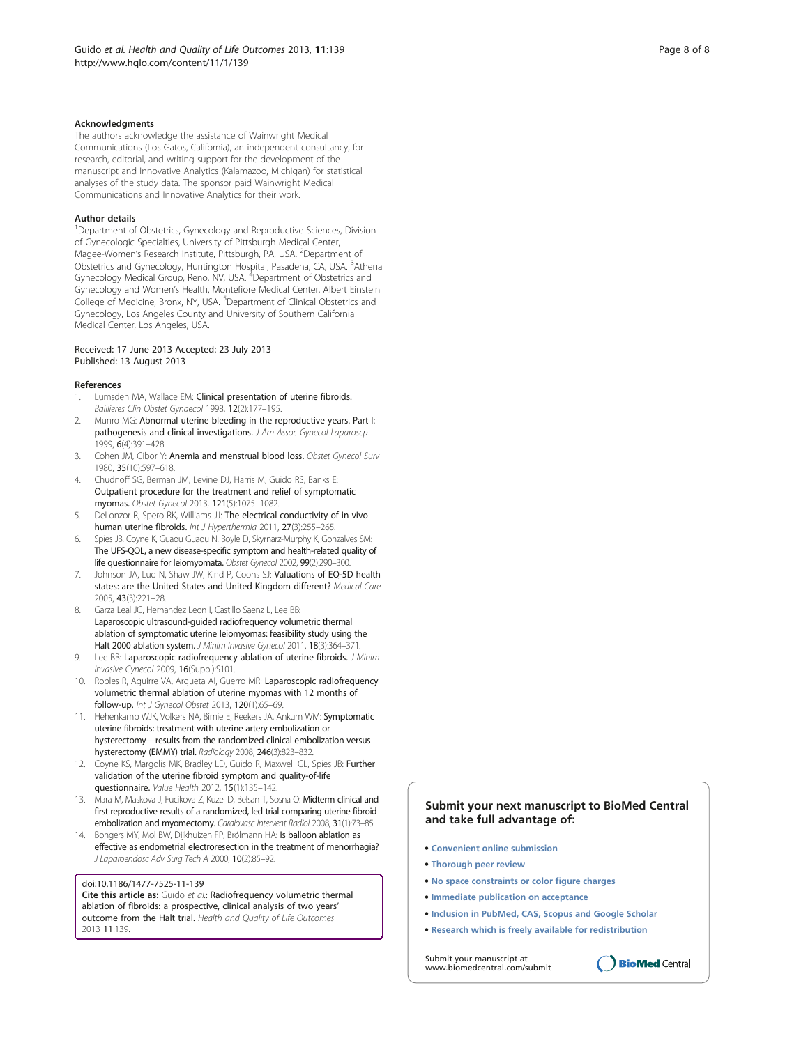## Acknowledgments

The authors acknowledge the assistance of Wainwright Medical Communications (Los Gatos, California), an independent consultancy, for research, editorial, and writing support for the development of the manuscript and Innovative Analytics (Kalamazoo, Michigan) for statistical analyses of the study data. The sponsor paid Wainwright Medical Communications and Innovative Analytics for their work.

## Author details

[1]Department of Obstetrics, Gynecology and Reproductive Sciences, Division of Gynecologic Specialties, University of Pittsburgh Medical Center, Magee-Women's Research Institute, Pittsburgh, PA, USA. [2]Department of Obstetrics and Gynecology, Huntington Hospital, Pasadena, CA, USA. [3]Athena Gynecology Medical Group, Reno, NV, USA. [4]Department of Obstetrics and Gynecology and Women's Health, Montefiore Medical Center, Albert Einstein College of Medicine, Bronx, NY, USA. [5]Department of Clinical Obstetrics and Gynecology, Los Angeles County and University of Southern California Medical Center, Los Angeles, USA.

Received: 17 June 2013 Accepted: 23 July 2013
Published: 13 August 2013

## References

1. Lumsden MA, Wallace EM: **Clinical presentation of uterine fibroids.** *Baillieres Clin Obstet Gynaecol* 1998, **12**(2):177–195.
2. Munro MG: **Abnormal uterine bleeding in the reproductive years. Part I: pathogenesis and clinical investigations.** *J Am Assoc Gynecol Laparoscp* 1999, **6**(4):391–428.
3. Cohen JM, Gibor Y: **Anemia and menstrual blood loss.** *Obstet Gynecol Surv* 1980, **35**(10):597–618.
4. Chudnoff SG, Berman JM, Levine DJ, Harris M, Guido RS, Banks E: **Outpatient procedure for the treatment and relief of symptomatic myomas.** *Obstet Gynecol* 2013, **121**(5):1075–1082.
5. DeLonzor R, Spero RK, Williams JJ: **The electrical conductivity of in vivo human uterine fibroids.** *Int J Hyperthermia* 2011, **27**(3):255–265.
6. Spies JB, Coyne K, Guaou Guaou N, Boyle D, Skyrnarz-Murphy K, Gonzalves SM: **The UFS-QOL, a new disease-specific symptom and health-related quality of life questionnaire for leiomyomata.** *Obstet Gynecol* 2002, **99**(2):290–300.
7. Johnson JA, Luo N, Shaw JW, Kind P, Coons SJ: **Valuations of EQ-5D health states: are the United States and United Kingdom different?** *Medical Care* 2005, **43**(3):221–28.
8. Garza Leal JG, Hernandez Leon I, Castillo Saenz L, Lee BB: **Laparoscopic ultrasound-guided radiofrequency volumetric thermal ablation of symptomatic uterine leiomyomas: feasibility study using the Halt 2000 ablation system.** *J Minim Invasive Gynecol* 2011, **18**(3):364–371.
9. Lee BB: **Laparoscopic radiofrequency ablation of uterine fibroids.** *J Minim Invasive Gynecol* 2009, **16**(Suppl):S101.
10. Robles R, Aguirre VA, Argueta AI, Guerro MR: **Laparoscopic radiofrequency volumetric thermal ablation of uterine myomas with 12 months of follow-up.** *Int J Gynecol Obstet* 2013, **120**(1):65–69.
11. Hehenkamp WJK, Volkers NA, Birnie E, Reekers JA, Ankum WM: **Symptomatic uterine fibroids: treatment with uterine artery embolization or hysterectomy—results from the randomized clinical embolization versus hysterectomy (EMMY) trial.** *Radiology* 2008, **246**(3):823–832.
12. Coyne KS, Margolis MK, Bradley LD, Guido R, Maxwell GL, Spies JB: **Further validation of the uterine fibroid symptom and quality-of-life questionnaire.** *Value Health* 2012, **15**(1):135–142.
13. Mara M, Maskova J, Fucikova Z, Kuzel D, Belsan T, Sosna O: **Midterm clinical and first reproductive results of a randomized, led trial comparing uterine fibroid embolization and myomectomy.** *Cardiovasc Intervent Radiol* 2008, **31**(1):73–85.
14. Bongers MY, Mol BW, Dijkhuizen FP, Brölmann HA: **Is balloon ablation as effective as endometrial electroresection in the treatment of menorrhagia?** *J Laparoendosc Adv Surg Tech A* 2000, **10**(2):85–92.

doi:10.1186/1477-7525-11-139
**Cite this article as:** Guido *et al.*: Radiofrequency volumetric thermal ablation of fibroids: a prospective, clinical analysis of two years' outcome from the Halt trial. *Health and Quality of Life Outcomes* 2013 11:139.

**Submit your next manuscript to BioMed Central and take full advantage of:**

- **Convenient online submission**
- **Thorough peer review**
- **No space constraints or color figure charges**
- **Immediate publication on acceptance**
- **Inclusion in PubMed, CAS, Scopus and Google Scholar**
- **Research which is freely available for redistribution**

Submit your manuscript at
www.biomedcentral.com/submit

BioMed Central